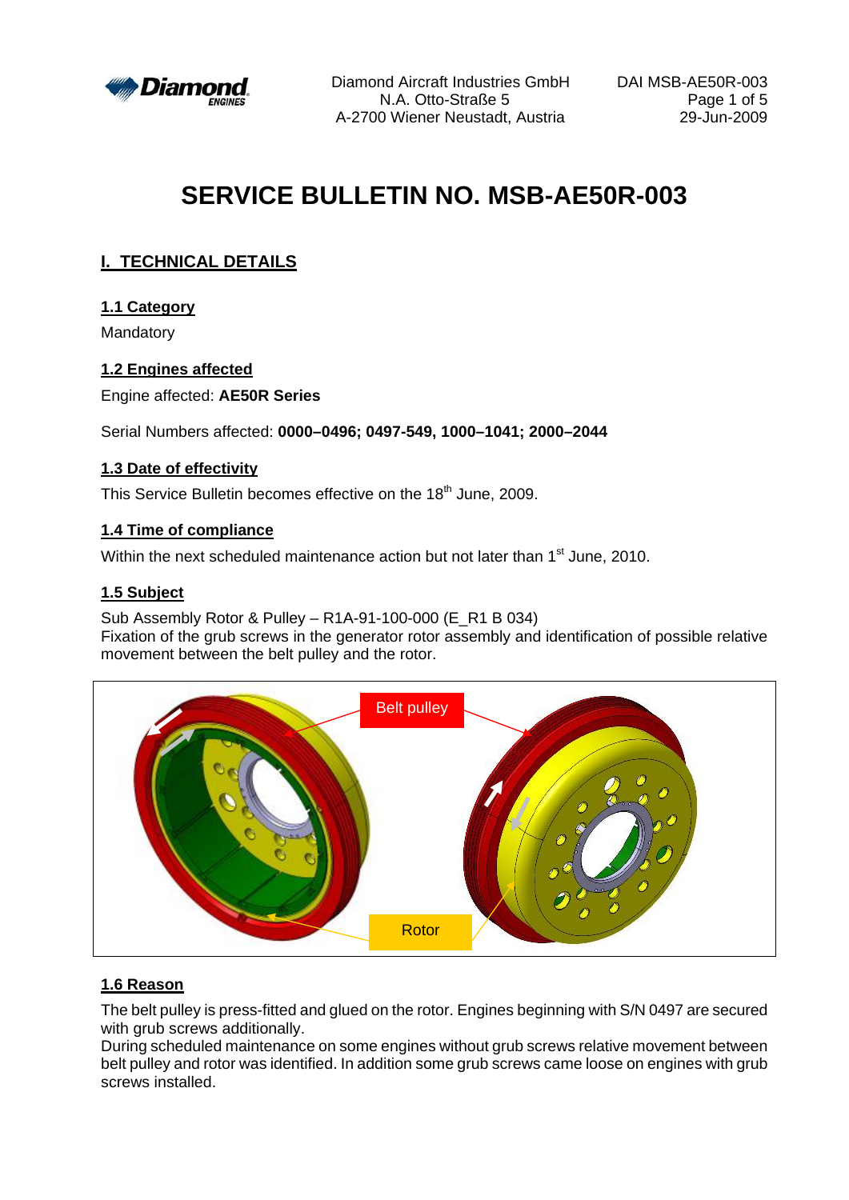# SERVICE BULLETIN NO. MSB-AE50R-003

## I. TECHNICAL DETAILS

### 1.1 Category

Mandatory

### 1.2 Engines affected

Engine affected: **AE50R Series**

Serial Numbers affected: **0000–0496; 0497-549, 1000–1041; 2000–2044**

### 1.3 Date of effectivity

This Service Bulletin becomes effective on the 18th June, 2009.

### 1.4 Time of compliance

Within the next scheduled maintenance action but not later than 1st June, 2010.

### 1.5 Subject

Sub Assembly Rotor & Pulley – R1A-91-100-000 (E_R1 B 034)
Fixation of the grub screws in the generator rotor assembly and identification of possible relative movement between the belt pulley and the rotor.

Belt pulley

Rotor

### 1.6 Reason

The belt pulley is press-fitted and glued on the rotor. Engines beginning with S/N 0497 are secured with grub screws additionally.
During scheduled maintenance on some engines without grub screws relative movement between belt pulley and rotor was identified. In addition some grub screws came loose on engines with grub screws installed.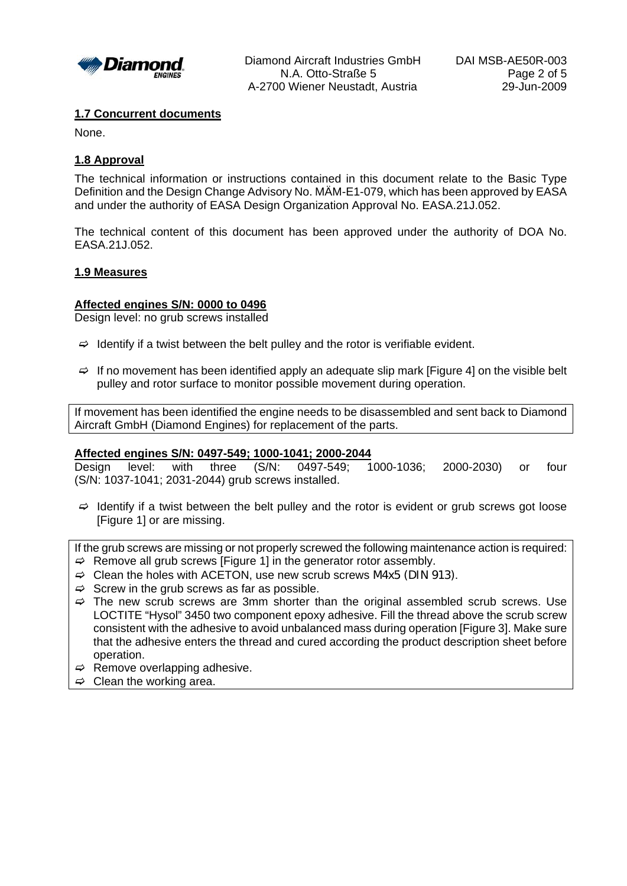## 1.7 Concurrent documents

None.

## 1.8 Approval

The technical information or instructions contained in this document relate to the Basic Type Definition and the Design Change Advisory No. MÄM-E1-079, which has been approved by EASA and under the authority of EASA Design Organization Approval No. EASA.21J.052.

The technical content of this document has been approved under the authority of DOA No. EASA.21J.052.

## 1.9 Measures

### Affected engines S/N: 0000 to 0496

Design level: no grub screws installed

- ⇨ Identify if a twist between the belt pulley and the rotor is verifiable evident.
- ⇨ If no movement has been identified apply an adequate slip mark [Figure 4] on the visible belt pulley and rotor surface to monitor possible movement during operation.

If movement has been identified the engine needs to be disassembled and sent back to Diamond Aircraft GmbH (Diamond Engines) for replacement of the parts.

### Affected engines S/N: 0497-549; 1000-1041; 2000-2044

Design level: with three (S/N: 0497-549; 1000-1036; 2000-2030) or four (S/N: 1037-1041; 2031-2044) grub screws installed.

- ⇨ Identify if a twist between the belt pulley and the rotor is evident or grub screws got loose [Figure 1] or are missing.

If the grub screws are missing or not properly screwed the following maintenance action is required:

- ⇨ Remove all grub screws [Figure 1] in the generator rotor assembly.
- ⇨ Clean the holes with ACETON, use new scrub screws M4x5 (DIN 913).
- ⇨ Screw in the grub screws as far as possible.
- ⇨ The new scrub screws are 3mm shorter than the original assembled scrub screws. Use LOCTITE "Hysol" 3450 two component epoxy adhesive. Fill the thread above the scrub screw consistent with the adhesive to avoid unbalanced mass during operation [Figure 3]. Make sure that the adhesive enters the thread and cured according the product description sheet before operation.
- ⇨ Remove overlapping adhesive.
- ⇨ Clean the working area.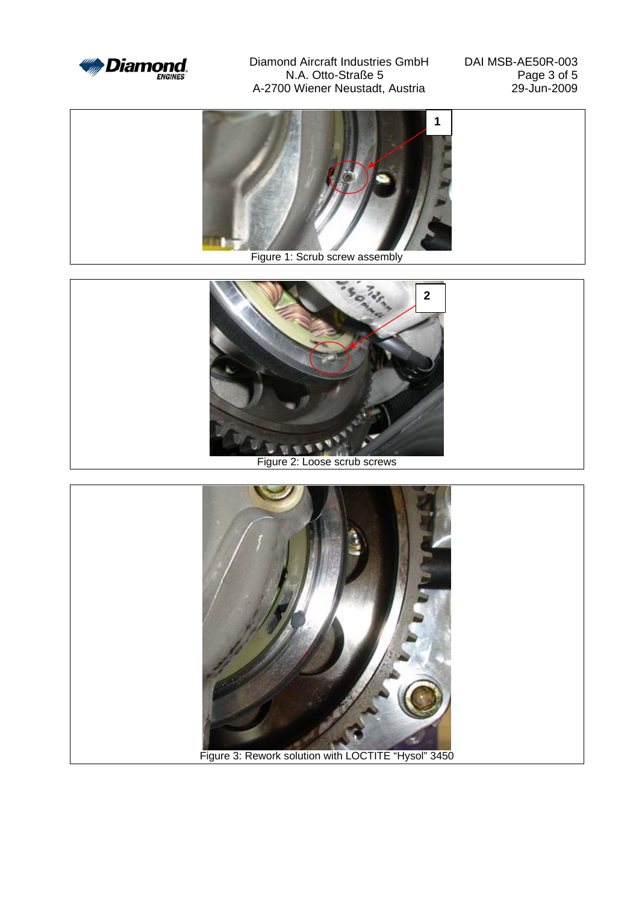1

Figure 1: Scrub screw assembly

2

Figure 2: Loose scrub screws

Figure 3: Rework solution with LOCTITE “Hysol” 3450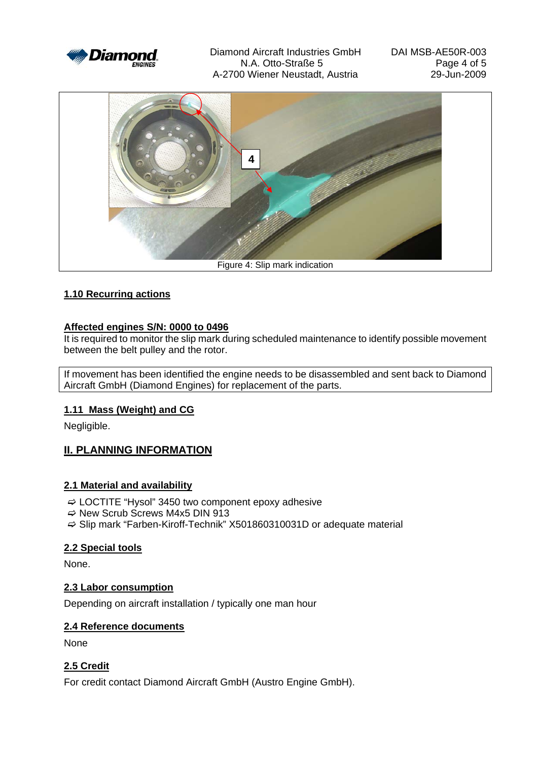Figure 4: Slip mark indication

### 1.10 Recurring actions

**Affected engines S/N: 0000 to 0496**

It is required to monitor the slip mark during scheduled maintenance to identify possible movement between the belt pulley and the rotor.

If movement has been identified the engine needs to be disassembled and sent back to Diamond Aircraft GmbH (Diamond Engines) for replacement of the parts.

### 1.11 Mass (Weight) and CG

Negligible.

## II. PLANNING INFORMATION

### 2.1 Material and availability

- ⇨ LOCTITE “Hysol” 3450 two component epoxy adhesive
- ⇨ New Scrub Screws M4x5 DIN 913
- ⇨ Slip mark “Farben-Kiroff-Technik” X501860310031D or adequate material

### 2.2 Special tools

None.

### 2.3 Labor consumption

Depending on aircraft installation / typically one man hour

### 2.4 Reference documents

None

### 2.5 Credit

For credit contact Diamond Aircraft GmbH (Austro Engine GmbH).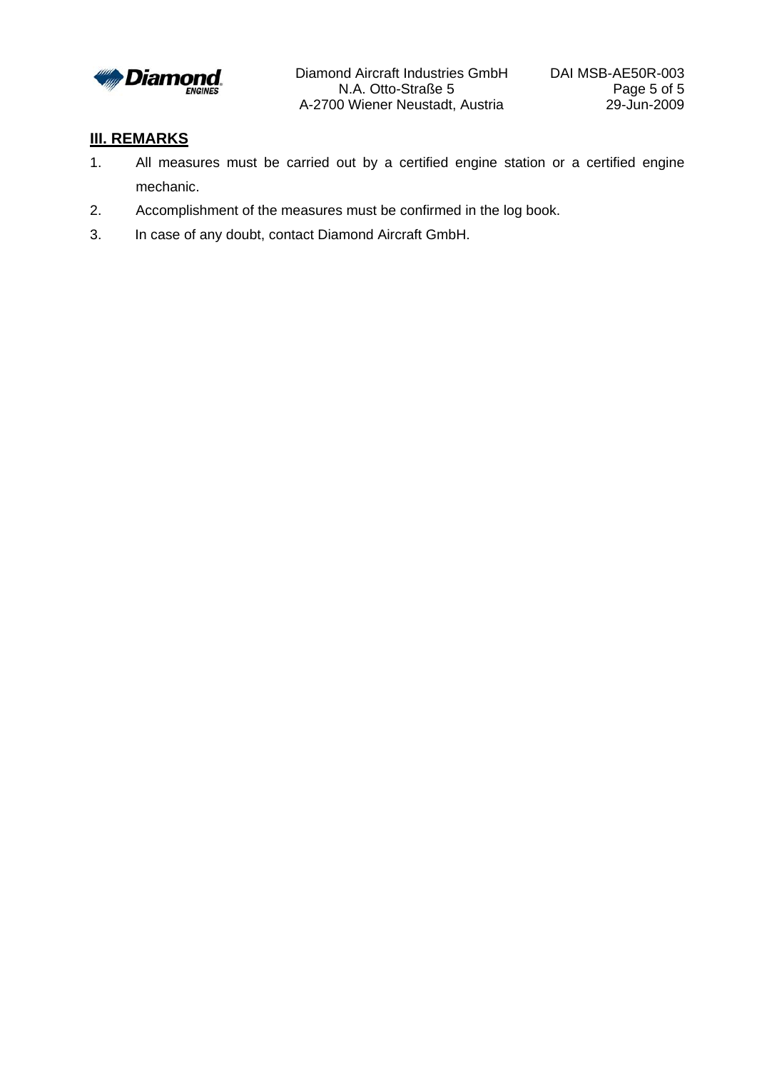## III. REMARKS

1. All measures must be carried out by a certified engine station or a certified engine mechanic.
2. Accomplishment of the measures must be confirmed in the log book.
3. In case of any doubt, contact Diamond Aircraft GmbH.